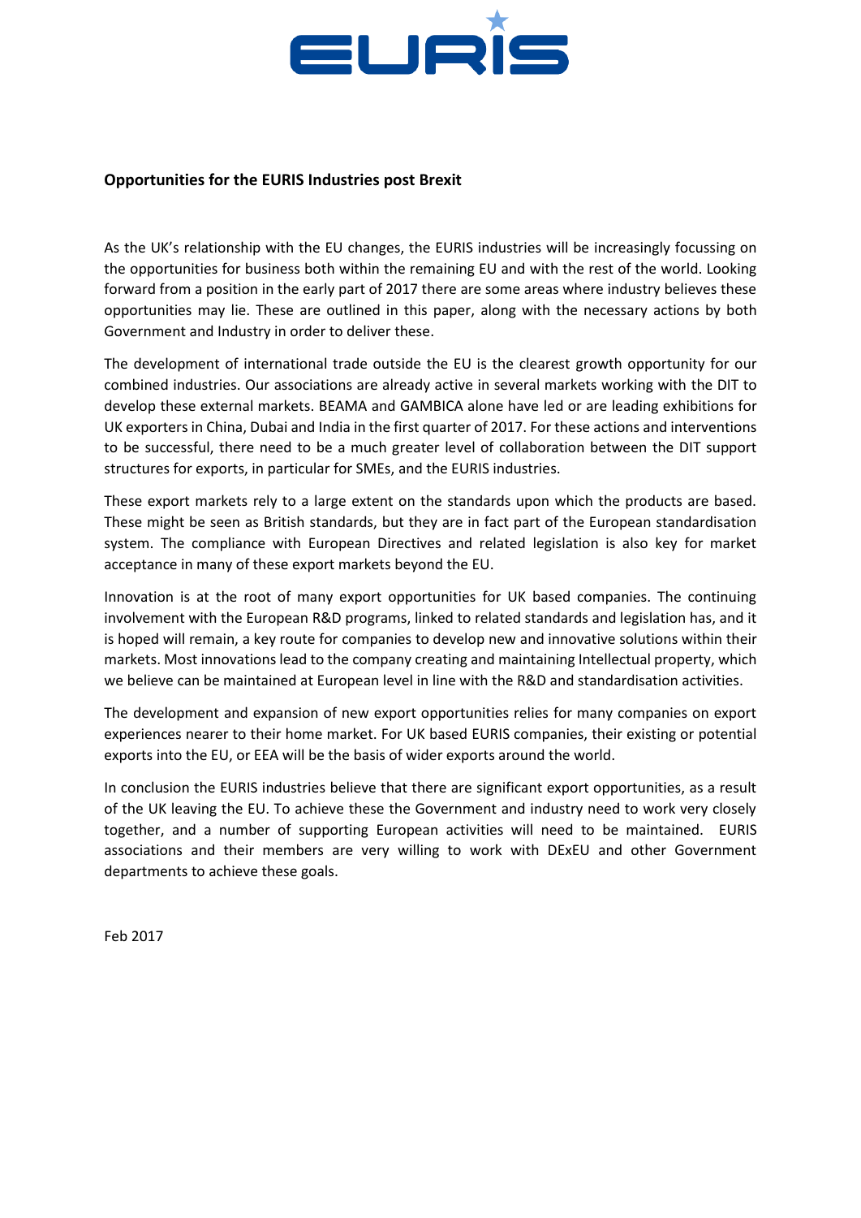EURIS

**Opportunities for the EURIS Industries post Brexit**

As the UK's relationship with the EU changes, the EURIS industries will be increasingly focussing on the opportunities for business both within the remaining EU and with the rest of the world. Looking forward from a position in the early part of 2017 there are some areas where industry believes these opportunities may lie. These are outlined in this paper, along with the necessary actions by both Government and Industry in order to deliver these.

The development of international trade outside the EU is the clearest growth opportunity for our combined industries. Our associations are already active in several markets working with the DIT to develop these external markets. BEAMA and GAMBICA alone have led or are leading exhibitions for UK exporters in China, Dubai and India in the first quarter of 2017. For these actions and interventions to be successful, there need to be a much greater level of collaboration between the DIT support structures for exports, in particular for SMEs, and the EURIS industries.

These export markets rely to a large extent on the standards upon which the products are based. These might be seen as British standards, but they are in fact part of the European standardisation system. The compliance with European Directives and related legislation is also key for market acceptance in many of these export markets beyond the EU.

Innovation is at the root of many export opportunities for UK based companies. The continuing involvement with the European R&D programs, linked to related standards and legislation has, and it is hoped will remain, a key route for companies to develop new and innovative solutions within their markets. Most innovations lead to the company creating and maintaining Intellectual property, which we believe can be maintained at European level in line with the R&D and standardisation activities.

The development and expansion of new export opportunities relies for many companies on export experiences nearer to their home market. For UK based EURIS companies, their existing or potential exports into the EU, or EEA will be the basis of wider exports around the world.

In conclusion the EURIS industries believe that there are significant export opportunities, as a result of the UK leaving the EU. To achieve these the Government and industry need to work very closely together, and a number of supporting European activities will need to be maintained. EURIS associations and their members are very willing to work with DExEU and other Government departments to achieve these goals.

Feb 2017